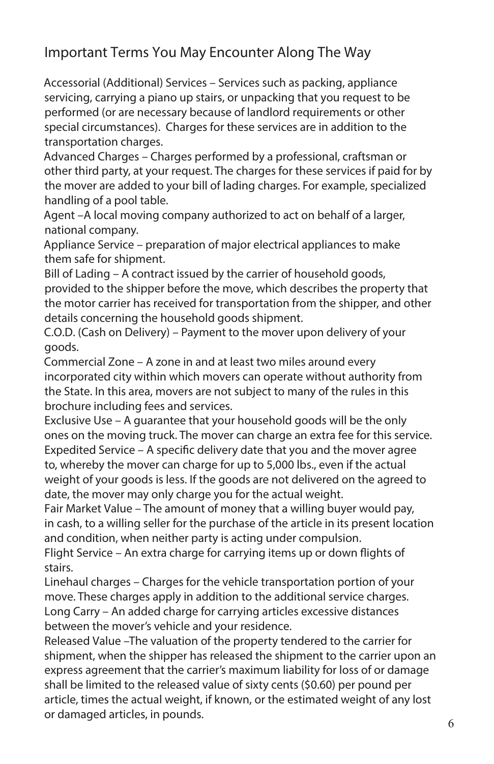## Important Terms You May Encounter Along The Way

Accessorial (Additional) Services – Services such as packing, appliance servicing, carrying a piano up stairs, or unpacking that you request to be performed (or are necessary because of landlord requirements or other special circumstances). Charges for these services are in addition to the transportation charges.

Advanced Charges – Charges performed by a professional, craftsman or other third party, at your request. The charges for these services if paid for by the mover are added to your bill of lading charges. For example, specialized handling of a pool table.

Agent –A local moving company authorized to act on behalf of a larger, national company.

Appliance Service – preparation of major electrical appliances to make them safe for shipment.

Bill of Lading – A contract issued by the carrier of household goods, provided to the shipper before the move, which describes the property that the motor carrier has received for transportation from the shipper, and other details concerning the household goods shipment.

C.O.D. (Cash on Delivery) – Payment to the mover upon delivery of your goods.

Commercial Zone – A zone in and at least two miles around every incorporated city within which movers can operate without authority from the State. In this area, movers are not subject to many of the rules in this brochure including fees and services.

Exclusive Use – A guarantee that your household goods will be the only ones on the moving truck. The mover can charge an extra fee for this service.

Expedited Service – A specific delivery date that you and the mover agree to, whereby the mover can charge for up to 5,000 lbs., even if the actual weight of your goods is less. If the goods are not delivered on the agreed to date, the mover may only charge you for the actual weight.

Fair Market Value – The amount of money that a willing buyer would pay, in cash, to a willing seller for the purchase of the article in its present location and condition, when neither party is acting under compulsion.

Flight Service – An extra charge for carrying items up or down flights of stairs.

Linehaul charges – Charges for the vehicle transportation portion of your move. These charges apply in addition to the additional service charges.

Long Carry – An added charge for carrying articles excessive distances between the mover's vehicle and your residence.

Released Value –The valuation of the property tendered to the carrier for shipment, when the shipper has released the shipment to the carrier upon an express agreement that the carrier's maximum liability for loss of or damage shall be limited to the released value of sixty cents ($0.60) per pound per article, times the actual weight, if known, or the estimated weight of any lost or damaged articles, in pounds.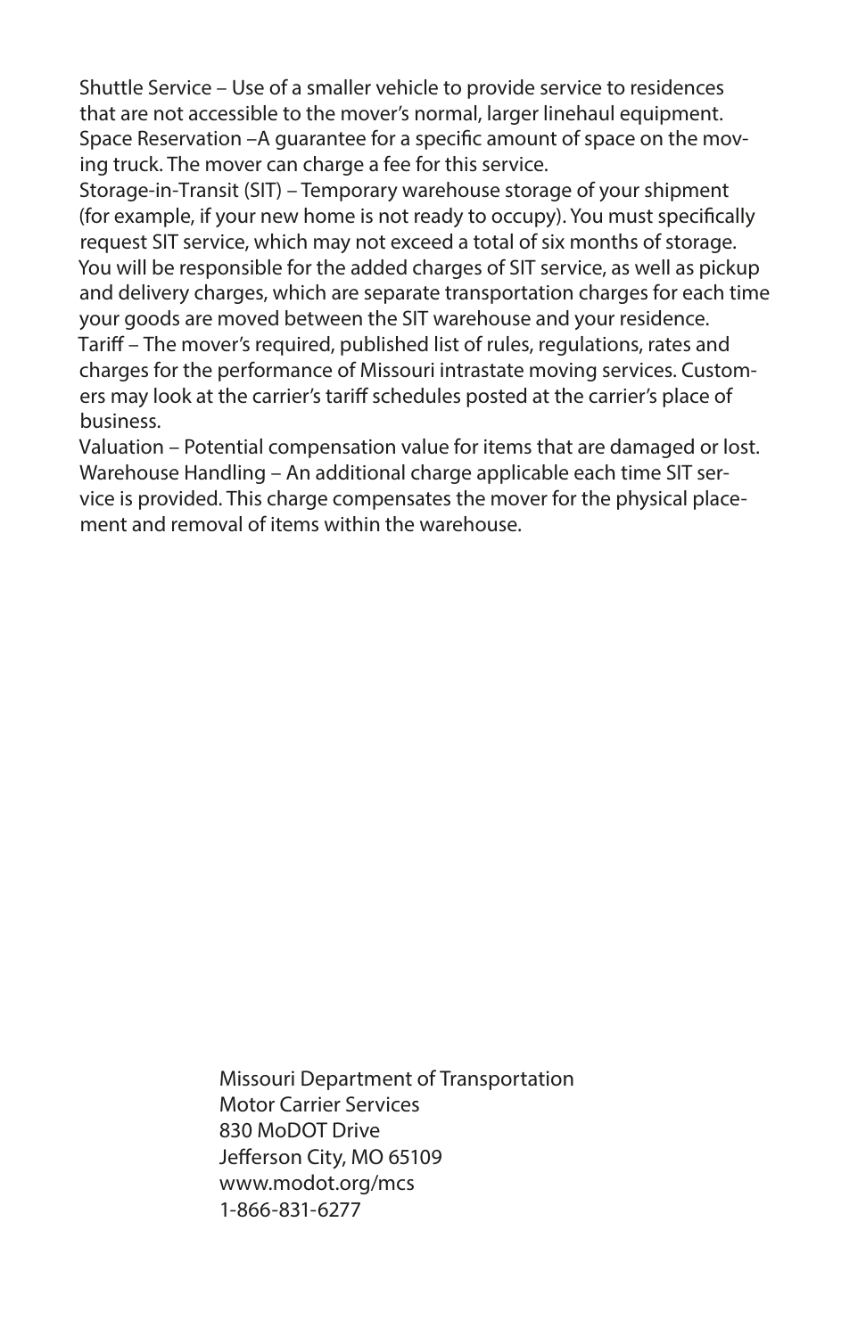Shuttle Service – Use of a smaller vehicle to provide service to residences that are not accessible to the mover's normal, larger linehaul equipment.

Space Reservation –A guarantee for a specific amount of space on the moving truck. The mover can charge a fee for this service.

Storage-in-Transit (SIT) – Temporary warehouse storage of your shipment (for example, if your new home is not ready to occupy). You must specifically request SIT service, which may not exceed a total of six months of storage. You will be responsible for the added charges of SIT service, as well as pickup and delivery charges, which are separate transportation charges for each time your goods are moved between the SIT warehouse and your residence.

Tariff – The mover's required, published list of rules, regulations, rates and charges for the performance of Missouri intrastate moving services. Customers may look at the carrier's tariff schedules posted at the carrier's place of business.

Valuation – Potential compensation value for items that are damaged or lost.

Warehouse Handling – An additional charge applicable each time SIT service is provided. This charge compensates the mover for the physical placement and removal of items within the warehouse.

Missouri Department of Transportation
Motor Carrier Services
830 MoDOT Drive
Jefferson City, MO 65109
www.modot.org/mcs
1-866-831-6277